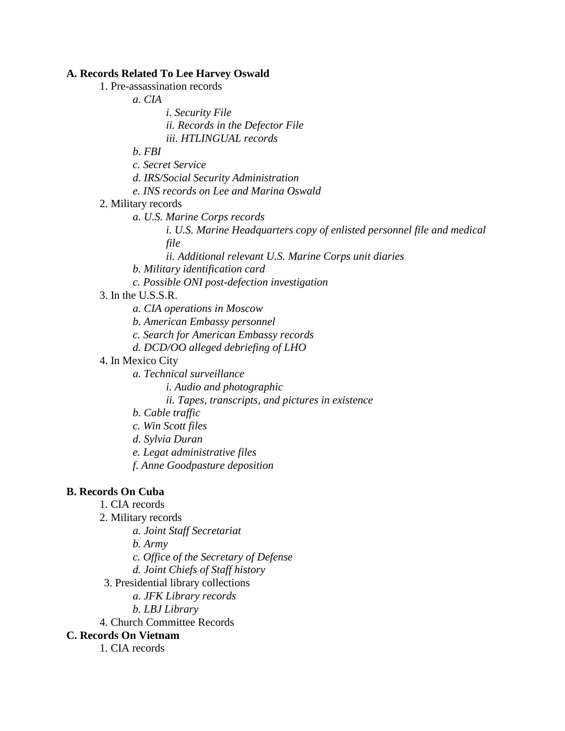**A. Records Related To Lee Harvey Oswald**

- 1. Pre-assassination records
  - *a. CIA*
    - *i. Security File*
    - *ii. Records in the Defector File*
    - *iii. HTLINGUAL records*
  - *b. FBI*
  - *c. Secret Service*
  - *d. IRS/Social Security Administration*
  - *e. INS records on Lee and Marina Oswald*
- 2. Military records
  - *a. U.S. Marine Corps records*
    - *i. U.S. Marine Headquarters copy of enlisted personnel file and medical file*
    - *ii. Additional relevant U.S. Marine Corps unit diaries*
  - *b. Military identification card*
  - *c. Possible ONI post-defection investigation*
- 3. In the U.S.S.R.
  - *a. CIA operations in Moscow*
  - *b. American Embassy personnel*
  - *c. Search for American Embassy records*
  - *d. DCD/OO alleged debriefing of LHO*
- 4. In Mexico City
  - *a. Technical surveillance*
    - *i. Audio and photographic*
    - *ii. Tapes, transcripts, and pictures in existence*
  - *b. Cable traffic*
  - *c. Win Scott files*
  - *d. Sylvia Duran*
  - *e. Legat administrative files*
  - *f. Anne Goodpasture deposition*

**B. Records On Cuba**

- 1. CIA records
- 2. Military records
  - *a. Joint Staff Secretariat*
  - *b. Army*
  - *c. Office of the Secretary of Defense*
  - *d. Joint Chiefs of Staff history*
- 3. Presidential library collections
  - *a. JFK Library records*
  - *b. LBJ Library*
- 4. Church Committee Records

**C. Records On Vietnam**

- 1. CIA records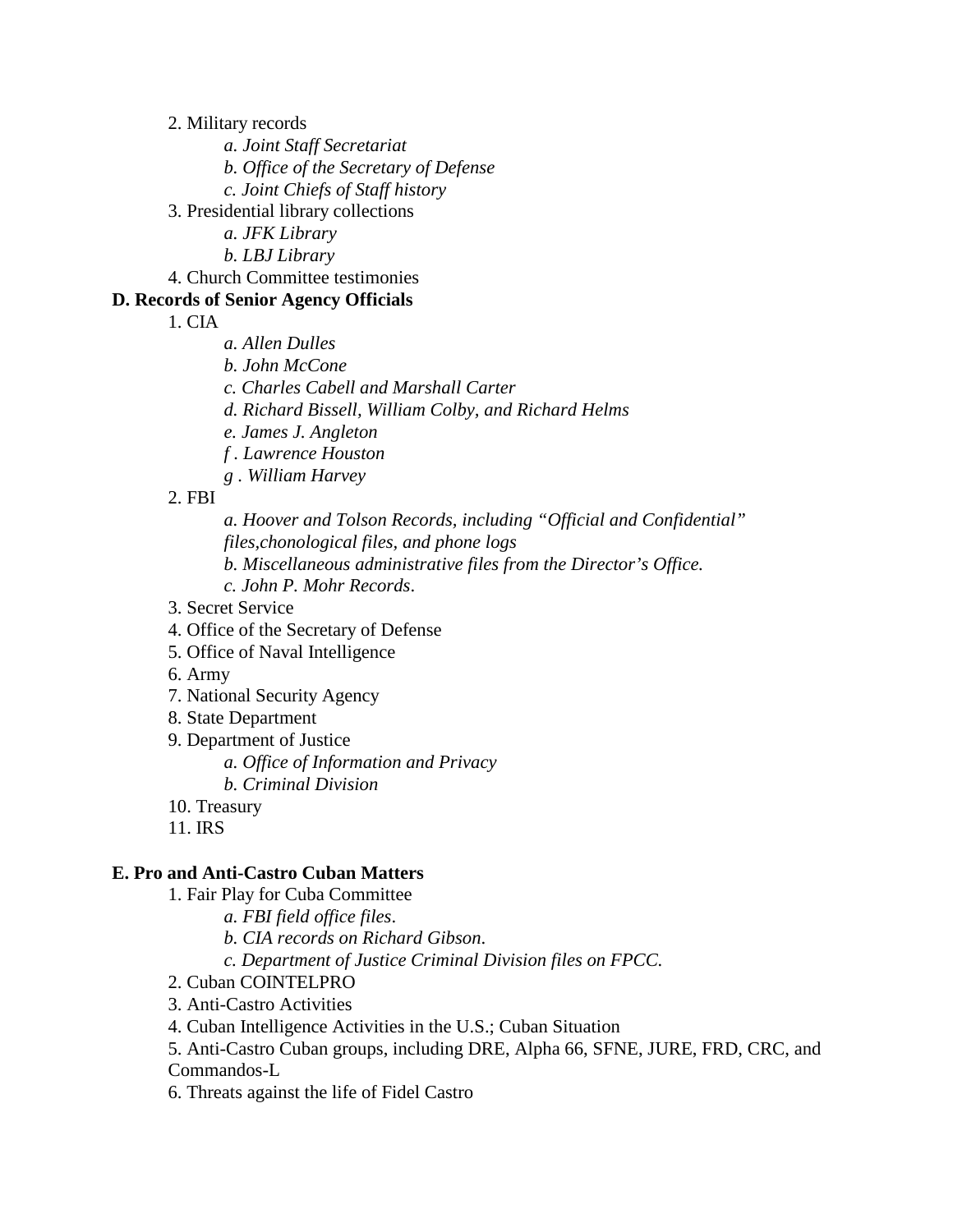2. Military records
    - *a. Joint Staff Secretariat*
    - *b. Office of the Secretary of Defense*
    - *c. Joint Chiefs of Staff history*

3. Presidential library collections
    - *a. JFK Library*
    - *b. LBJ Library*

4. Church Committee testimonies

**D. Records of Senior Agency Officials**

1. CIA
    - *a. Allen Dulles*
    - *b. John McCone*
    - *c. Charles Cabell and Marshall Carter*
    - *d. Richard Bissell, William Colby, and Richard Helms*
    - *e. James J. Angleton*
    - *f . Lawrence Houston*
    - *g . William Harvey*

2. FBI
    - *a. Hoover and Tolson Records, including "Official and Confidential" files,chonological files, and phone logs*
    - *b. Miscellaneous administrative files from the Director's Office.*
    - *c. John P. Mohr Records*.

3. Secret Service
4. Office of the Secretary of Defense
5. Office of Naval Intelligence
6. Army
7. National Security Agency
8. State Department
9. Department of Justice
    - *a. Office of Information and Privacy*
    - *b. Criminal Division*

10. Treasury
11. IRS

**E. Pro and Anti-Castro Cuban Matters**

1. Fair Play for Cuba Committee
    - *a. FBI field office files*.
    - *b. CIA records on Richard Gibson*.
    - *c. Department of Justice Criminal Division files on FPCC.*

2. Cuban COINTELPRO
3. Anti-Castro Activities
4. Cuban Intelligence Activities in the U.S.; Cuban Situation
5. Anti-Castro Cuban groups, including DRE, Alpha 66, SFNE, JURE, FRD, CRC, and Commandos-L
6. Threats against the life of Fidel Castro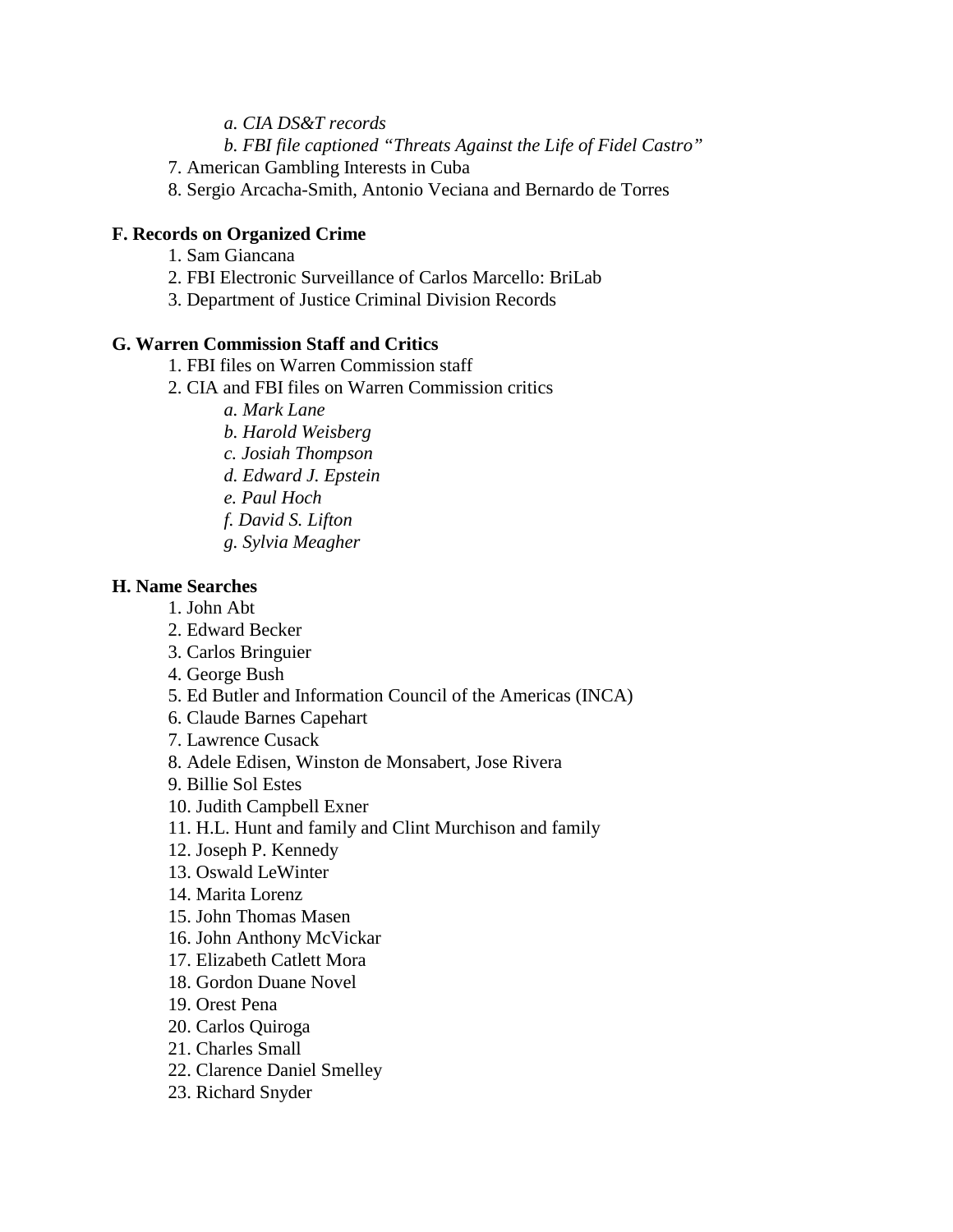a. *CIA DS&T records*
   b. *FBI file captioned "Threats Against the Life of Fidel Castro"*
7. American Gambling Interests in Cuba
8. Sergio Arcacha-Smith, Antonio Veciana and Bernardo de Torres

**F. Records on Organized Crime**

1. Sam Giancana
2. FBI Electronic Surveillance of Carlos Marcello: BriLab
3. Department of Justice Criminal Division Records

**G. Warren Commission Staff and Critics**

1. FBI files on Warren Commission staff
2. CIA and FBI files on Warren Commission critics
   a. *Mark Lane*
   b. *Harold Weisberg*
   c. *Josiah Thompson*
   d. *Edward J. Epstein*
   e. *Paul Hoch*
   f. *David S. Lifton*
   g. *Sylvia Meagher*

**H. Name Searches**

1. John Abt
2. Edward Becker
3. Carlos Bringuier
4. George Bush
5. Ed Butler and Information Council of the Americas (INCA)
6. Claude Barnes Capehart
7. Lawrence Cusack
8. Adele Edisen, Winston de Monsabert, Jose Rivera
9. Billie Sol Estes
10. Judith Campbell Exner
11. H.L. Hunt and family and Clint Murchison and family
12. Joseph P. Kennedy
13. Oswald LeWinter
14. Marita Lorenz
15. John Thomas Masen
16. John Anthony McVickar
17. Elizabeth Catlett Mora
18. Gordon Duane Novel
19. Orest Pena
20. Carlos Quiroga
21. Charles Small
22. Clarence Daniel Smelley
23. Richard Snyder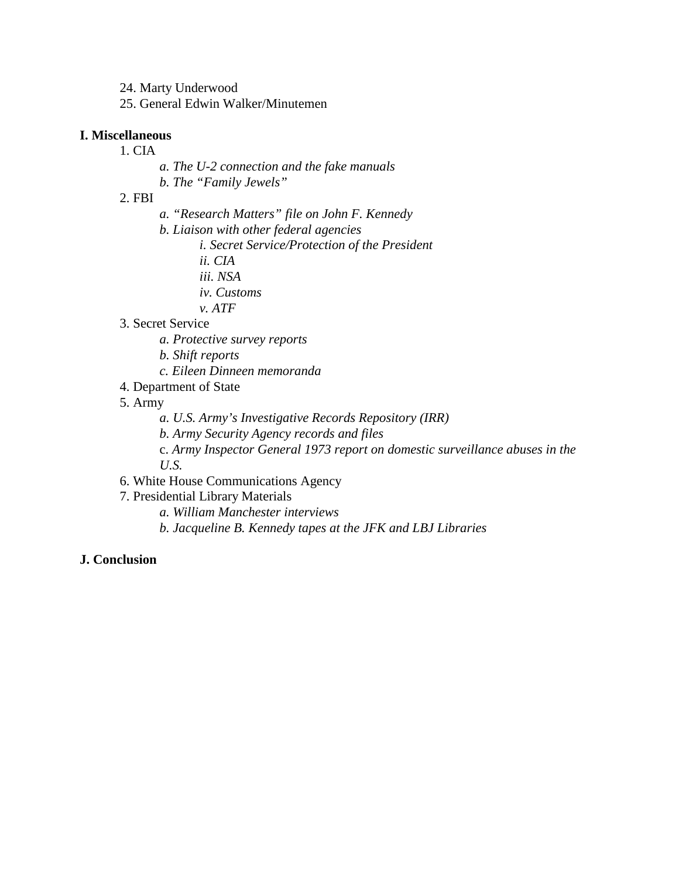24. Marty Underwood
25. General Edwin Walker/Minutemen

**I. Miscellaneous**

1. CIA
    - *a. The U-2 connection and the fake manuals*
    - *b. The "Family Jewels"*
2. FBI
    - *a. "Research Matters" file on John F. Kennedy*
    - *b. Liaison with other federal agencies*
        - *i. Secret Service/Protection of the President*
        - *ii. CIA*
        - *iii. NSA*
        - *iv. Customs*
        - *v. ATF*
3. Secret Service
    - *a. Protective survey reports*
    - *b. Shift reports*
    - *c. Eileen Dinneen memoranda*
4. Department of State
5. Army
    - *a. U.S. Army's Investigative Records Repository (IRR)*
    - *b. Army Security Agency records and files*
    - c. *Army Inspector General 1973 report on domestic surveillance abuses in the U.S.*
6. White House Communications Agency
7. Presidential Library Materials
    - *a. William Manchester interviews*
    - *b. Jacqueline B. Kennedy tapes at the JFK and LBJ Libraries*

**J. Conclusion**